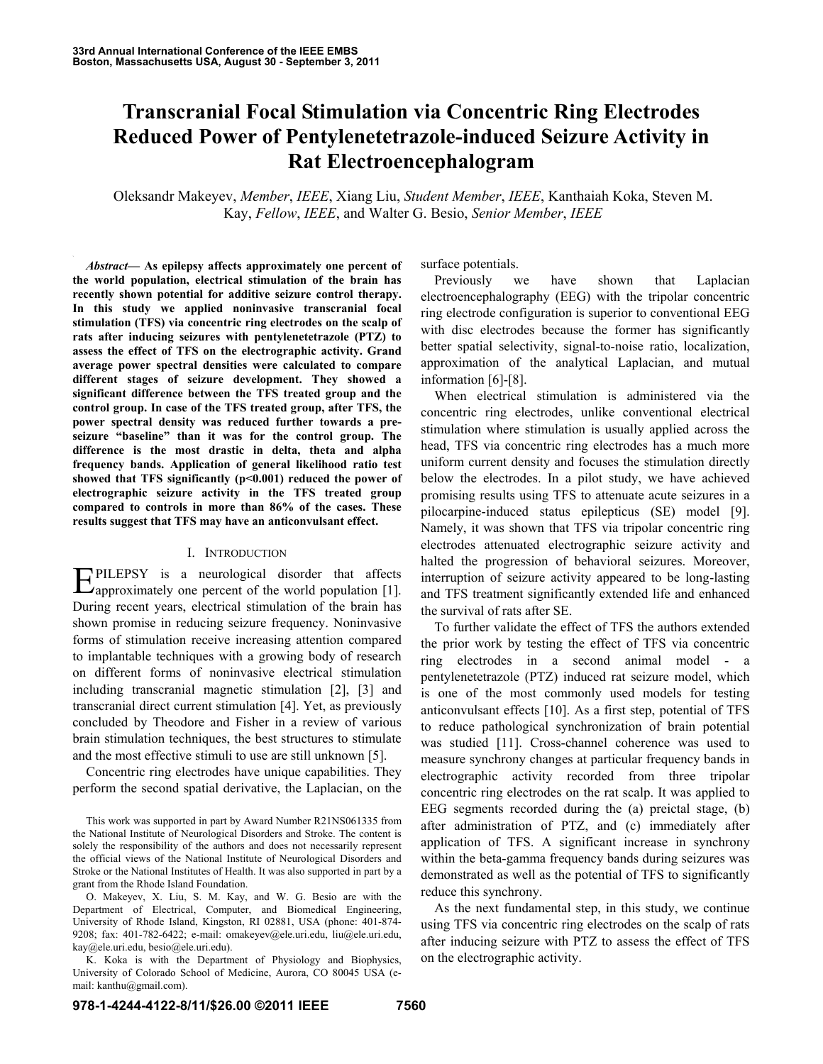# Transcranial Focal Stimulation via Concentric Ring Electrodes Reduced Power of Pentylenetetrazole-induced Seizure Activity in Rat Electroencephalogram

Oleksandr Makeyev, *Member*, *IEEE*, Xiang Liu, *Student Member*, *IEEE*, Kanthaiah Koka, Steven M. Kay, *Fellow*, *IEEE*, and Walter G. Besio, *Senior Member*, *IEEE*

***Abstract*— As epilepsy affects approximately one percent of the world population, electrical stimulation of the brain has recently shown potential for additive seizure control therapy. In this study we applied noninvasive transcranial focal stimulation (TFS) via concentric ring electrodes on the scalp of rats after inducing seizures with pentylenetetrazole (PTZ) to assess the effect of TFS on the electrographic activity. Grand average power spectral densities were calculated to compare different stages of seizure development. They showed a significant difference between the TFS treated group and the control group. In case of the TFS treated group, after TFS, the power spectral density was reduced further towards a pre-seizure "baseline" than it was for the control group. The difference is the most drastic in delta, theta and alpha frequency bands. Application of general likelihood ratio test showed that TFS significantly (p<0.001) reduced the power of electrographic seizure activity in the TFS treated group compared to controls in more than 86% of the cases. These results suggest that TFS may have an anticonvulsant effect.**

## I. Introduction

EPILEPSY is a neurological disorder that affects approximately one percent of the world population [1]. During recent years, electrical stimulation of the brain has shown promise in reducing seizure frequency. Noninvasive forms of stimulation receive increasing attention compared to implantable techniques with a growing body of research on different forms of noninvasive electrical stimulation including transcranial magnetic stimulation [2], [3] and transcranial direct current stimulation [4]. Yet, as previously concluded by Theodore and Fisher in a review of various brain stimulation techniques, the best structures to stimulate and the most effective stimuli to use are still unknown [5].

Concentric ring electrodes have unique capabilities. They perform the second spatial derivative, the Laplacian, on the surface potentials.

Previously we have shown that Laplacian electroencephalography (EEG) with the tripolar concentric ring electrode configuration is superior to conventional EEG with disc electrodes because the former has significantly better spatial selectivity, signal-to-noise ratio, localization, approximation of the analytical Laplacian, and mutual information [6]-[8].

When electrical stimulation is administered via the concentric ring electrodes, unlike conventional electrical stimulation where stimulation is usually applied across the head, TFS via concentric ring electrodes has a much more uniform current density and focuses the stimulation directly below the electrodes. In a pilot study, we have achieved promising results using TFS to attenuate acute seizures in a pilocarpine-induced status epilepticus (SE) model [9]. Namely, it was shown that TFS via tripolar concentric ring electrodes attenuated electrographic seizure activity and halted the progression of behavioral seizures. Moreover, interruption of seizure activity appeared to be long-lasting and TFS treatment significantly extended life and enhanced the survival of rats after SE.

To further validate the effect of TFS the authors extended the prior work by testing the effect of TFS via concentric ring electrodes in a second animal model - a pentylenetetrazole (PTZ) induced rat seizure model, which is one of the most commonly used models for testing anticonvulsant effects [10]. As a first step, potential of TFS to reduce pathological synchronization of brain potential was studied [11]. Cross-channel coherence was used to measure synchrony changes at particular frequency bands in electrographic activity recorded from three tripolar concentric ring electrodes on the rat scalp. It was applied to EEG segments recorded during the (a) preictal stage, (b) after administration of PTZ, and (c) immediately after application of TFS. A significant increase in synchrony within the beta-gamma frequency bands during seizures was demonstrated as well as the potential of TFS to significantly reduce this synchrony.

As the next fundamental step, in this study, we continue using TFS via concentric ring electrodes on the scalp of rats after inducing seizure with PTZ to assess the effect of TFS on the electrographic activity.

This work was supported in part by Award Number R21NS061335 from the National Institute of Neurological Disorders and Stroke. The content is solely the responsibility of the authors and does not necessarily represent the official views of the National Institute of Neurological Disorders and Stroke or the National Institutes of Health. It was also supported in part by a grant from the Rhode Island Foundation.

O. Makeyev, X. Liu, S. M. Kay, and W. G. Besio are with the Department of Electrical, Computer, and Biomedical Engineering, University of Rhode Island, Kingston, RI 02881, USA (phone: 401-874-9208; fax: 401-782-6422; e-mail: omakeyev@ele.uri.edu, liu@ele.uri.edu, kay@ele.uri.edu, besio@ele.uri.edu).

K. Koka is with the Department of Physiology and Biophysics, University of Colorado School of Medicine, Aurora, CO 80045 USA (e-mail: kanthu@gmail.com).

978-1-4244-4122-8/11/$26.00 ©2011 IEEE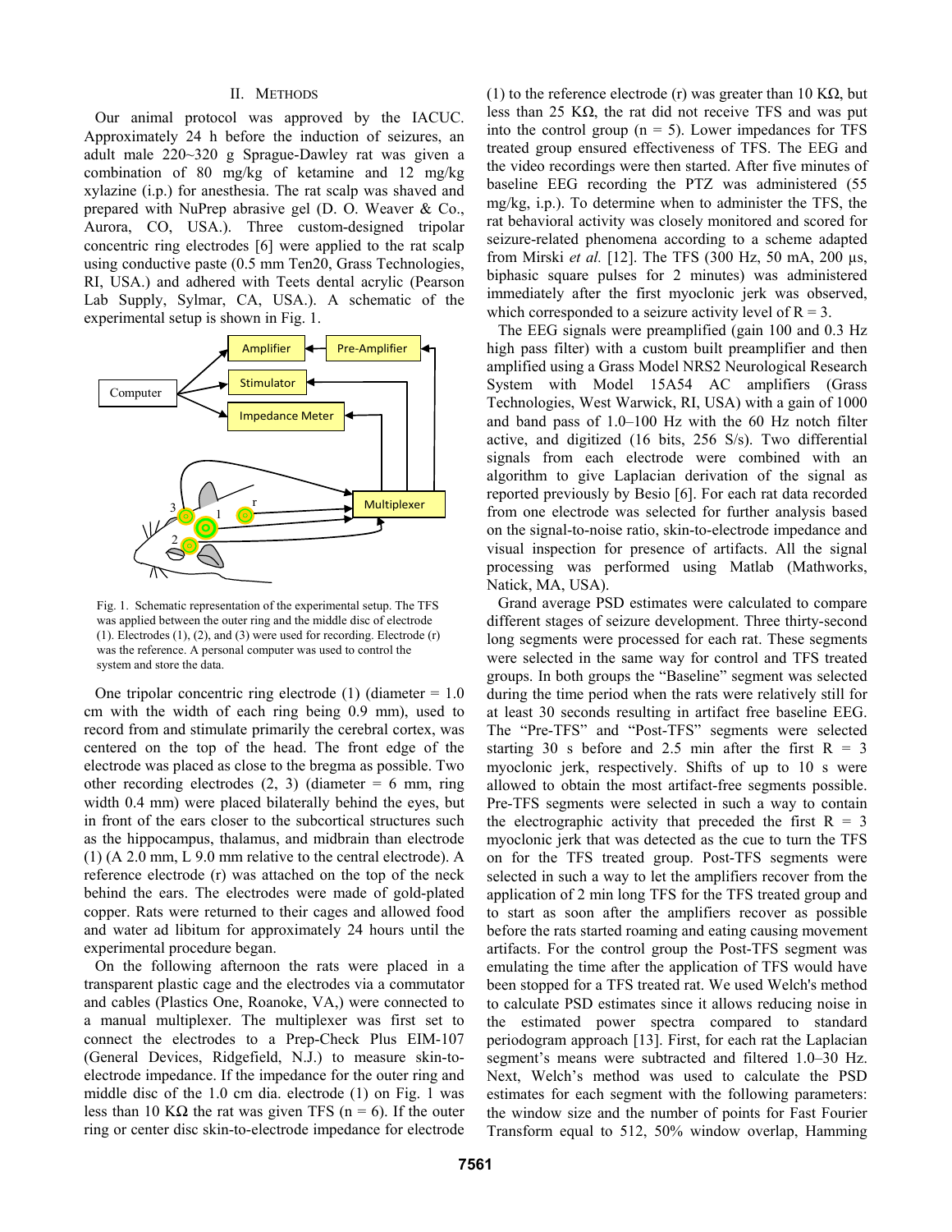## II. Methods

Our animal protocol was approved by the IACUC. Approximately 24 h before the induction of seizures, an adult male 220~320 g Sprague-Dawley rat was given a combination of 80 mg/kg of ketamine and 12 mg/kg xylazine (i.p.) for anesthesia. The rat scalp was shaved and prepared with NuPrep abrasive gel (D. O. Weaver & Co., Aurora, CO, USA.). Three custom-designed tripolar concentric ring electrodes [6] were applied to the rat scalp using conductive paste (0.5 mm Ten20, Grass Technologies, RI, USA.) and adhered with Teets dental acrylic (Pearson Lab Supply, Sylmar, CA, USA.). A schematic of the experimental setup is shown in Fig. 1.

Fig. 1. Schematic representation of the experimental setup. The TFS was applied between the outer ring and the middle disc of electrode (1). Electrodes (1), (2), and (3) were used for recording. Electrode (r) was the reference. A personal computer was used to control the system and store the data.

One tripolar concentric ring electrode (1) (diameter = 1.0 cm with the width of each ring being 0.9 mm), used to record from and stimulate primarily the cerebral cortex, was centered on the top of the head. The front edge of the electrode was placed as close to the bregma as possible. Two other recording electrodes (2, 3) (diameter = 6 mm, ring width 0.4 mm) were placed bilaterally behind the eyes, but in front of the ears closer to the subcortical structures such as the hippocampus, thalamus, and midbrain than electrode (1) (A 2.0 mm, L 9.0 mm relative to the central electrode). A reference electrode (r) was attached on the top of the neck behind the ears. The electrodes were made of gold-plated copper. Rats were returned to their cages and allowed food and water ad libitum for approximately 24 hours until the experimental procedure began.

On the following afternoon the rats were placed in a transparent plastic cage and the electrodes via a commutator and cables (Plastics One, Roanoke, VA,) were connected to a manual multiplexer. The multiplexer was first set to connect the electrodes to a Prep-Check Plus EIM-107 (General Devices, Ridgefield, N.J.) to measure skin-to-electrode impedance. If the impedance for the outer ring and middle disc of the 1.0 cm dia. electrode (1) on Fig. 1 was less than 10 KΩ the rat was given TFS (n = 6). If the outer ring or center disc skin-to-electrode impedance for electrode (1) to the reference electrode (r) was greater than 10 KΩ, but less than 25 KΩ, the rat did not receive TFS and was put into the control group (n = 5). Lower impedances for TFS treated group ensured effectiveness of TFS. The EEG and the video recordings were then started. After five minutes of baseline EEG recording the PTZ was administered (55 mg/kg, i.p.). To determine when to administer the TFS, the rat behavioral activity was closely monitored and scored for seizure-related phenomena according to a scheme adapted from Mirski *et al.* [12]. The TFS (300 Hz, 50 mA, 200 µs, biphasic square pulses for 2 minutes) was administered immediately after the first myoclonic jerk was observed, which corresponded to a seizure activity level of R = 3.

The EEG signals were preamplified (gain 100 and 0.3 Hz high pass filter) with a custom built preamplifier and then amplified using a Grass Model NRS2 Neurological Research System with Model 15A54 AC amplifiers (Grass Technologies, West Warwick, RI, USA) with a gain of 1000 and band pass of 1.0–100 Hz with the 60 Hz notch filter active, and digitized (16 bits, 256 S/s). Two differential signals from each electrode were combined with an algorithm to give Laplacian derivation of the signal as reported previously by Besio [6]. For each rat data recorded from one electrode was selected for further analysis based on the signal-to-noise ratio, skin-to-electrode impedance and visual inspection for presence of artifacts. All the signal processing was performed using Matlab (Mathworks, Natick, MA, USA).

Grand average PSD estimates were calculated to compare different stages of seizure development. Three thirty-second long segments were processed for each rat. These segments were selected in the same way for control and TFS treated groups. In both groups the "Baseline" segment was selected during the time period when the rats were relatively still for at least 30 seconds resulting in artifact free baseline EEG. The "Pre-TFS" and "Post-TFS" segments were selected starting 30 s before and 2.5 min after the first R = 3 myoclonic jerk, respectively. Shifts of up to 10 s were allowed to obtain the most artifact-free segments possible. Pre-TFS segments were selected in such a way to contain the electrographic activity that preceded the first R = 3 myoclonic jerk that was detected as the cue to turn the TFS on for the TFS treated group. Post-TFS segments were selected in such a way to let the amplifiers recover from the application of 2 min long TFS for the TFS treated group and to start as soon after the amplifiers recover as possible before the rats started roaming and eating causing movement artifacts. For the control group the Post-TFS segment was emulating the time after the application of TFS would have been stopped for a TFS treated rat. We used Welch's method to calculate PSD estimates since it allows reducing noise in the estimated power spectra compared to standard periodogram approach [13]. First, for each rat the Laplacian segment's means were subtracted and filtered 1.0–30 Hz. Next, Welch's method was used to calculate the PSD estimates for each segment with the following parameters: the window size and the number of points for Fast Fourier Transform equal to 512, 50% window overlap, Hamming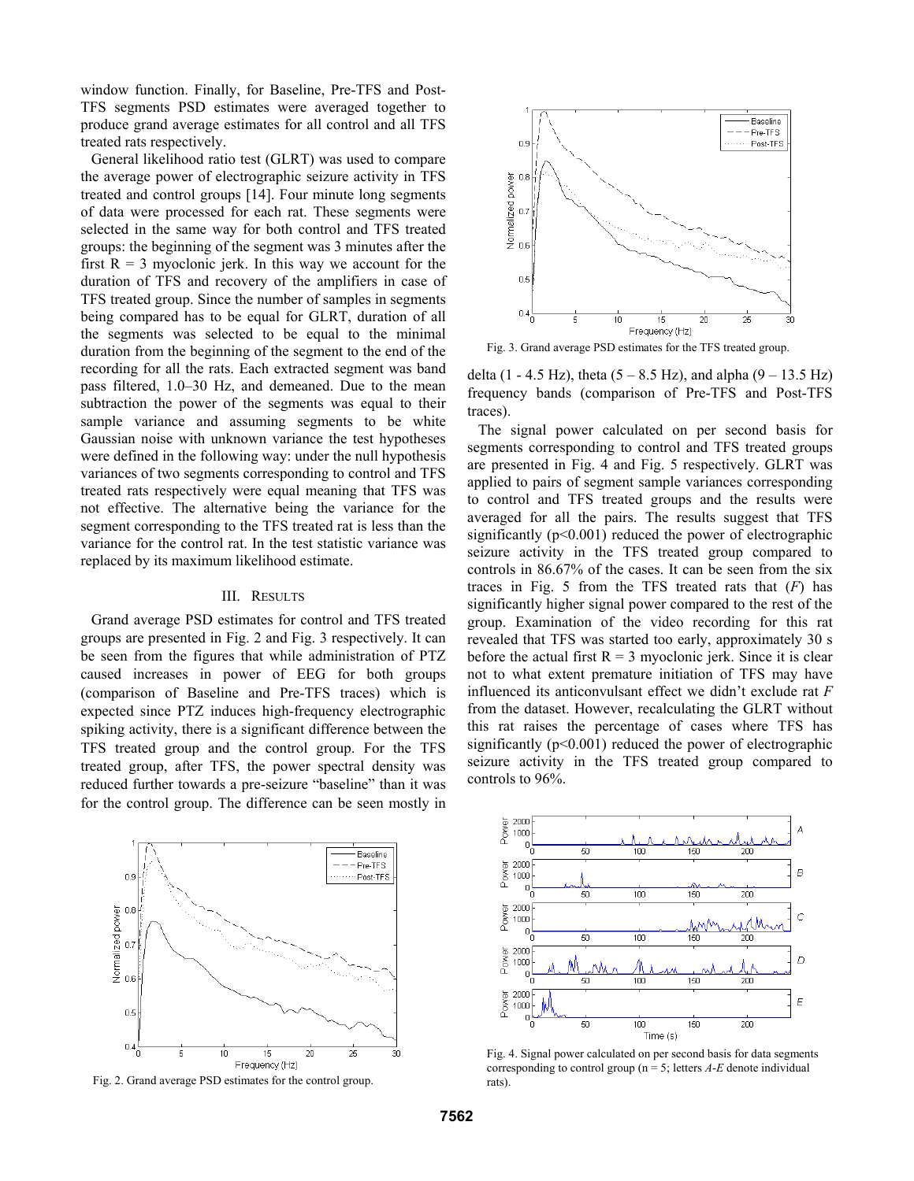window function. Finally, for Baseline, Pre-TFS and Post-TFS segments PSD estimates were averaged together to produce grand average estimates for all control and all TFS treated rats respectively.

General likelihood ratio test (GLRT) was used to compare the average power of electrographic seizure activity in TFS treated and control groups [14]. Four minute long segments of data were processed for each rat. These segments were selected in the same way for both control and TFS treated groups: the beginning of the segment was 3 minutes after the first R = 3 myoclonic jerk. In this way we account for the duration of TFS and recovery of the amplifiers in case of TFS treated group. Since the number of samples in segments being compared has to be equal for GLRT, duration of all the segments was selected to be equal to the minimal duration from the beginning of the segment to the end of the recording for all the rats. Each extracted segment was band pass filtered, 1.0–30 Hz, and demeaned. Due to the mean subtraction the power of the segments was equal to their sample variance and assuming segments to be white Gaussian noise with unknown variance the test hypotheses were defined in the following way: under the null hypothesis variances of two segments corresponding to control and TFS treated rats respectively were equal meaning that TFS was not effective. The alternative being the variance for the segment corresponding to the TFS treated rat is less than the variance for the control rat. In the test statistic variance was replaced by its maximum likelihood estimate.

## III. Results

Grand average PSD estimates for control and TFS treated groups are presented in Fig. 2 and Fig. 3 respectively. It can be seen from the figures that while administration of PTZ caused increases in power of EEG for both groups (comparison of Baseline and Pre-TFS traces) which is expected since PTZ induces high-frequency electrographic spiking activity, there is a significant difference between the TFS treated group and the control group. For the TFS treated group, after TFS, the power spectral density was reduced further towards a pre-seizure "baseline" than it was for the control group. The difference can be seen mostly in delta (1 - 4.5 Hz), theta (5 – 8.5 Hz), and alpha (9 – 13.5 Hz) frequency bands (comparison of Pre-TFS and Post-TFS traces).

Fig. 2. Grand average PSD estimates for the control group.

Fig. 3. Grand average PSD estimates for the TFS treated group.

The signal power calculated on per second basis for segments corresponding to control and TFS treated groups are presented in Fig. 4 and Fig. 5 respectively. GLRT was applied to pairs of segment sample variances corresponding to control and TFS treated groups and the results were averaged for all the pairs. The results suggest that TFS significantly ($p<0.001$) reduced the power of electrographic seizure activity in the TFS treated group compared to controls in 86.67% of the cases. It can be seen from the six traces in Fig. 5 from the TFS treated rats that (*F*) has significantly higher signal power compared to the rest of the group. Examination of the video recording for this rat revealed that TFS was started too early, approximately 30 s before the actual first R = 3 myoclonic jerk. Since it is clear not to what extent premature initiation of TFS may have influenced its anticonvulsant effect we didn't exclude rat *F* from the dataset. However, recalculating the GLRT without this rat raises the percentage of cases where TFS has significantly ($p<0.001$) reduced the power of electrographic seizure activity in the TFS treated group compared to controls to 96%.

Fig. 4. Signal power calculated on per second basis for data segments corresponding to control group (n = 5; letters *A*-*E* denote individual rats).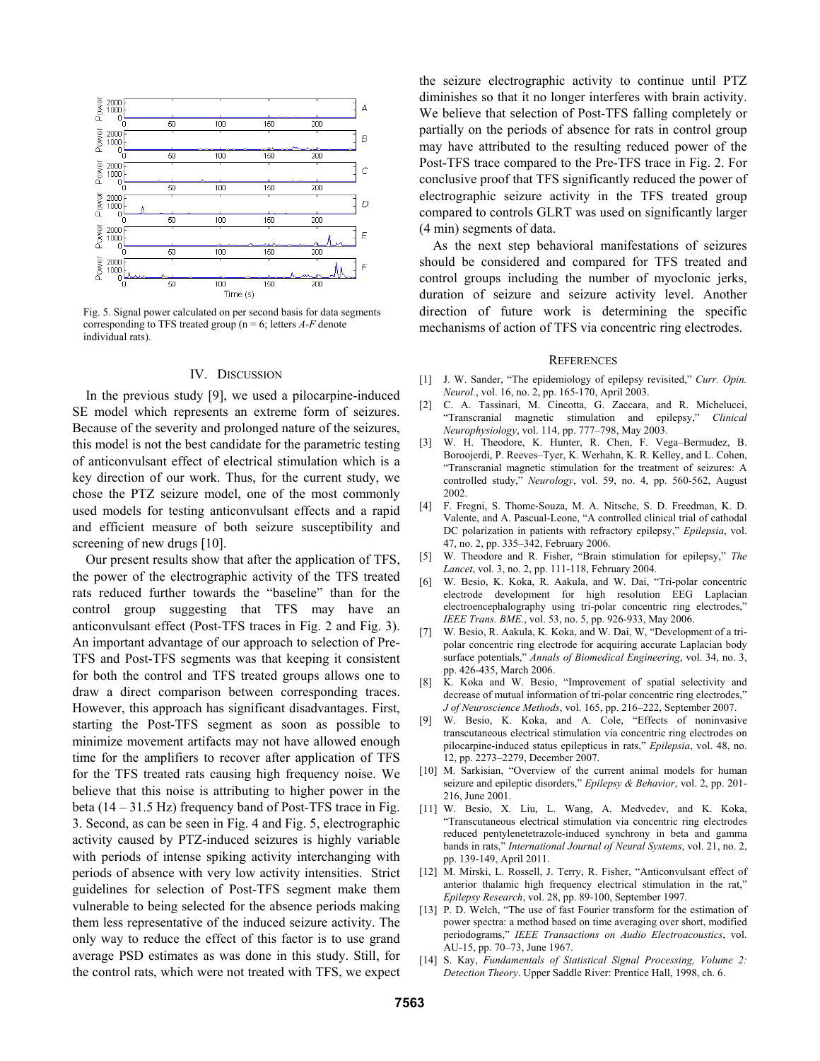Power
2000
1000
0
0 50 100 150 200
A

Power
2000
1000
0
0 50 100 150 200
B

Power
2000
1000
0
0 50 100 150 200
C

Power
2000
1000
0
0 50 100 150 200
D

Power
2000
1000
0
0 50 100 150 200
E

Power
2000
1000
0
0 50 100 150 200
F

Time (s)

Fig. 5. Signal power calculated on per second basis for data segments corresponding to TFS treated group (n = 6; letters *A*-*F* denote individual rats).

## IV. Discussion

In the previous study [9], we used a pilocarpine-induced SE model which represents an extreme form of seizures. Because of the severity and prolonged nature of the seizures, this model is not the best candidate for the parametric testing of anticonvulsant effect of electrical stimulation which is a key direction of our work. Thus, for the current study, we chose the PTZ seizure model, one of the most commonly used models for testing anticonvulsant effects and a rapid and efficient measure of both seizure susceptibility and screening of new drugs [10].

Our present results show that after the application of TFS, the power of the electrographic activity of the TFS treated rats reduced further towards the "baseline" than for the control group suggesting that TFS may have an anticonvulsant effect (Post-TFS traces in Fig. 2 and Fig. 3). An important advantage of our approach to selection of Pre-TFS and Post-TFS segments was that keeping it consistent for both the control and TFS treated groups allows one to draw a direct comparison between corresponding traces. However, this approach has significant disadvantages. First, starting the Post-TFS segment as soon as possible to minimize movement artifacts may not have allowed enough time for the amplifiers to recover after application of TFS for the TFS treated rats causing high frequency noise. We believe that this noise is attributing to higher power in the beta (14 – 31.5 Hz) frequency band of Post-TFS trace in Fig. 3. Second, as can be seen in Fig. 4 and Fig. 5, electrographic activity caused by PTZ-induced seizures is highly variable with periods of intense spiking activity interchanging with periods of absence with very low activity intensities. Strict guidelines for selection of Post-TFS segment make them vulnerable to being selected for the absence periods making them less representative of the induced seizure activity. The only way to reduce the effect of this factor is to use grand average PSD estimates as was done in this study. Still, for the control rats, which were not treated with TFS, we expect the seizure electrographic activity to continue until PTZ diminishes so that it no longer interferes with brain activity. We believe that selection of Post-TFS falling completely or partially on the periods of absence for rats in control group may have attributed to the resulting reduced power of the Post-TFS trace compared to the Pre-TFS trace in Fig. 2. For conclusive proof that TFS significantly reduced the power of electrographic seizure activity in the TFS treated group compared to controls GLRT was used on significantly larger (4 min) segments of data.

As the next step behavioral manifestations of seizures should be considered and compared for TFS treated and control groups including the number of myoclonic jerks, duration of seizure and seizure activity level. Another direction of future work is determining the specific mechanisms of action of TFS via concentric ring electrodes.

## References

[1] J. W. Sander, "The epidemiology of epilepsy revisited," *Curr. Opin. Neurol.*, vol. 16, no. 2, pp. 165-170, April 2003.

[2] C. A. Tassinari, M. Cincotta, G. Zaccara, and R. Michelucci, "Transcranial magnetic stimulation and epilepsy," *Clinical Neurophysiology*, vol. 114, pp. 777–798, May 2003.

[3] W. H. Theodore, K. Hunter, R. Chen, F. Vega–Bermudez, B. Boroojerdi, P. Reeves–Tyer, K. Werhahn, K. R. Kelley, and L. Cohen, "Transcranial magnetic stimulation for the treatment of seizures: A controlled study," *Neurology*, vol. 59, no. 4, pp. 560-562, August 2002.

[4] F. Fregni, S. Thome-Souza, M. A. Nitsche, S. D. Freedman, K. D. Valente, and A. Pascual-Leone, "A controlled clinical trial of cathodal DC polarization in patients with refractory epilepsy," *Epilepsia*, vol. 47, no. 2, pp. 335–342, February 2006.

[5] W. Theodore and R. Fisher, "Brain stimulation for epilepsy," *The Lancet*, vol. 3, no. 2, pp. 111-118, February 2004.

[6] W. Besio, K. Koka, R. Aakula, and W. Dai, "Tri-polar concentric electrode development for high resolution EEG Laplacian electroencephalography using tri-polar concentric ring electrodes," *IEEE Trans. BME.*, vol. 53, no. 5, pp. 926-933, May 2006.

[7] W. Besio, R. Aakula, K. Koka, and W. Dai, W, "Development of a tri-polar concentric ring electrode for acquiring accurate Laplacian body surface potentials," *Annals of Biomedical Engineering*, vol. 34, no. 3, pp. 426-435, March 2006.

[8] K. Koka and W. Besio, "Improvement of spatial selectivity and decrease of mutual information of tri-polar concentric ring electrodes," *J of Neuroscience Methods*, vol. 165, pp. 216–222, September 2007.

[9] W. Besio, K. Koka, and A. Cole, "Effects of noninvasive transcutaneous electrical stimulation via concentric ring electrodes on pilocarpine-induced status epilepticus in rats," *Epilepsia*, vol. 48, no. 12, pp. 2273–2279, December 2007.

[10] M. Sarkisian, "Overview of the current animal models for human seizure and epileptic disorders," *Epilepsy & Behavior*, vol. 2, pp. 201-216, June 2001.

[11] W. Besio, X. Liu, L. Wang, A. Medvedev, and K. Koka, "Transcutaneous electrical stimulation via concentric ring electrodes reduced pentylenetetrazole-induced synchrony in beta and gamma bands in rats," *International Journal of Neural Systems*, vol. 21, no. 2, pp. 139-149, April 2011.

[12] M. Mirski, L. Rossell, J. Terry, R. Fisher, "Anticonvulsant effect of anterior thalamic high frequency electrical stimulation in the rat," *Epilepsy Research*, vol. 28, pp. 89-100, September 1997.

[13] P. D. Welch, "The use of fast Fourier transform for the estimation of power spectra: a method based on time averaging over short, modified periodograms," *IEEE Transactions on Audio Electroacoustics*, vol. AU-15, pp. 70–73, June 1967.

[14] S. Kay, *Fundamentals of Statistical Signal Processing, Volume 2: Detection Theory*. Upper Saddle River: Prentice Hall, 1998, ch. 6.